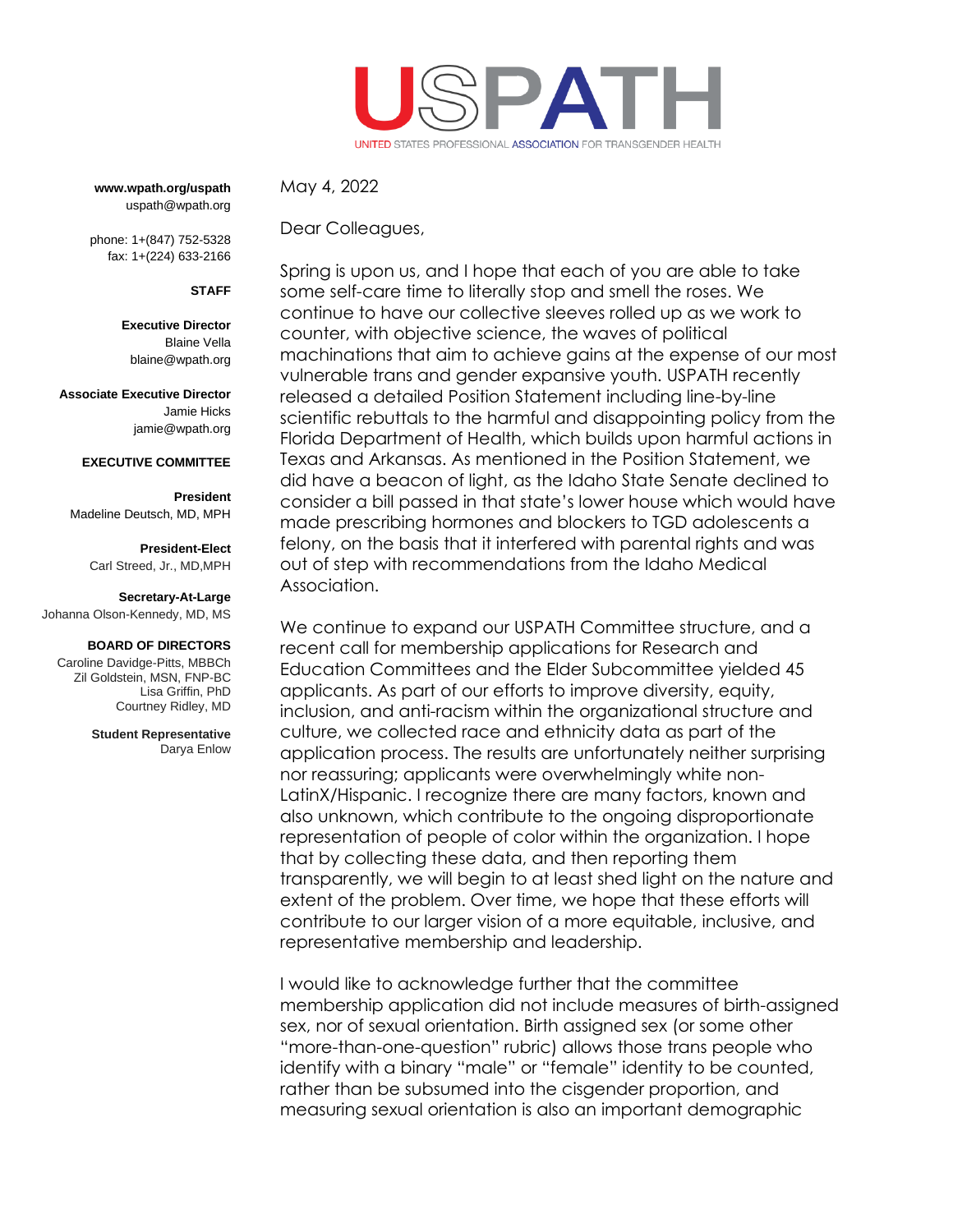# USPATH

UNITED STATES PROFESSIONAL ASSOCIATION FOR TRANSGENDER HEALTH

**www.wpath.org/uspath**
uspath@wpath.org

phone: 1+(847) 752-5328
fax: 1+(224) 633-2166

**STAFF**

**Executive Director**
Blaine Vella
blaine@wpath.org

**Associate Executive Director**
Jamie Hicks
jamie@wpath.org

**EXECUTIVE COMMITTEE**

**President**
Madeline Deutsch, MD, MPH

**President-Elect**
Carl Streed, Jr., MD,MPH

**Secretary-At-Large**
Johanna Olson-Kennedy, MD, MS

**BOARD OF DIRECTORS**
Caroline Davidge-Pitts, MBBCh
Zil Goldstein, MSN, FNP-BC
Lisa Griffin, PhD
Courtney Ridley, MD

**Student Representative**
Darya Enlow

May 4, 2022

Dear Colleagues,

Spring is upon us, and I hope that each of you are able to take some self-care time to literally stop and smell the roses. We continue to have our collective sleeves rolled up as we work to counter, with objective science, the waves of political machinations that aim to achieve gains at the expense of our most vulnerable trans and gender expansive youth. USPATH recently released a detailed Position Statement including line-by-line scientific rebuttals to the harmful and disappointing policy from the Florida Department of Health, which builds upon harmful actions in Texas and Arkansas. As mentioned in the Position Statement, we did have a beacon of light, as the Idaho State Senate declined to consider a bill passed in that state's lower house which would have made prescribing hormones and blockers to TGD adolescents a felony, on the basis that it interfered with parental rights and was out of step with recommendations from the Idaho Medical Association.

We continue to expand our USPATH Committee structure, and a recent call for membership applications for Research and Education Committees and the Elder Subcommittee yielded 45 applicants. As part of our efforts to improve diversity, equity, inclusion, and anti-racism within the organizational structure and culture, we collected race and ethnicity data as part of the application process. The results are unfortunately neither surprising nor reassuring; applicants were overwhelmingly white non-LatinX/Hispanic. I recognize there are many factors, known and also unknown, which contribute to the ongoing disproportionate representation of people of color within the organization. I hope that by collecting these data, and then reporting them transparently, we will begin to at least shed light on the nature and extent of the problem. Over time, we hope that these efforts will contribute to our larger vision of a more equitable, inclusive, and representative membership and leadership.

I would like to acknowledge further that the committee membership application did not include measures of birth-assigned sex, nor of sexual orientation. Birth assigned sex (or some other "more-than-one-question" rubric) allows those trans people who identify with a binary "male" or "female" identity to be counted, rather than be subsumed into the cisgender proportion, and measuring sexual orientation is also an important demographic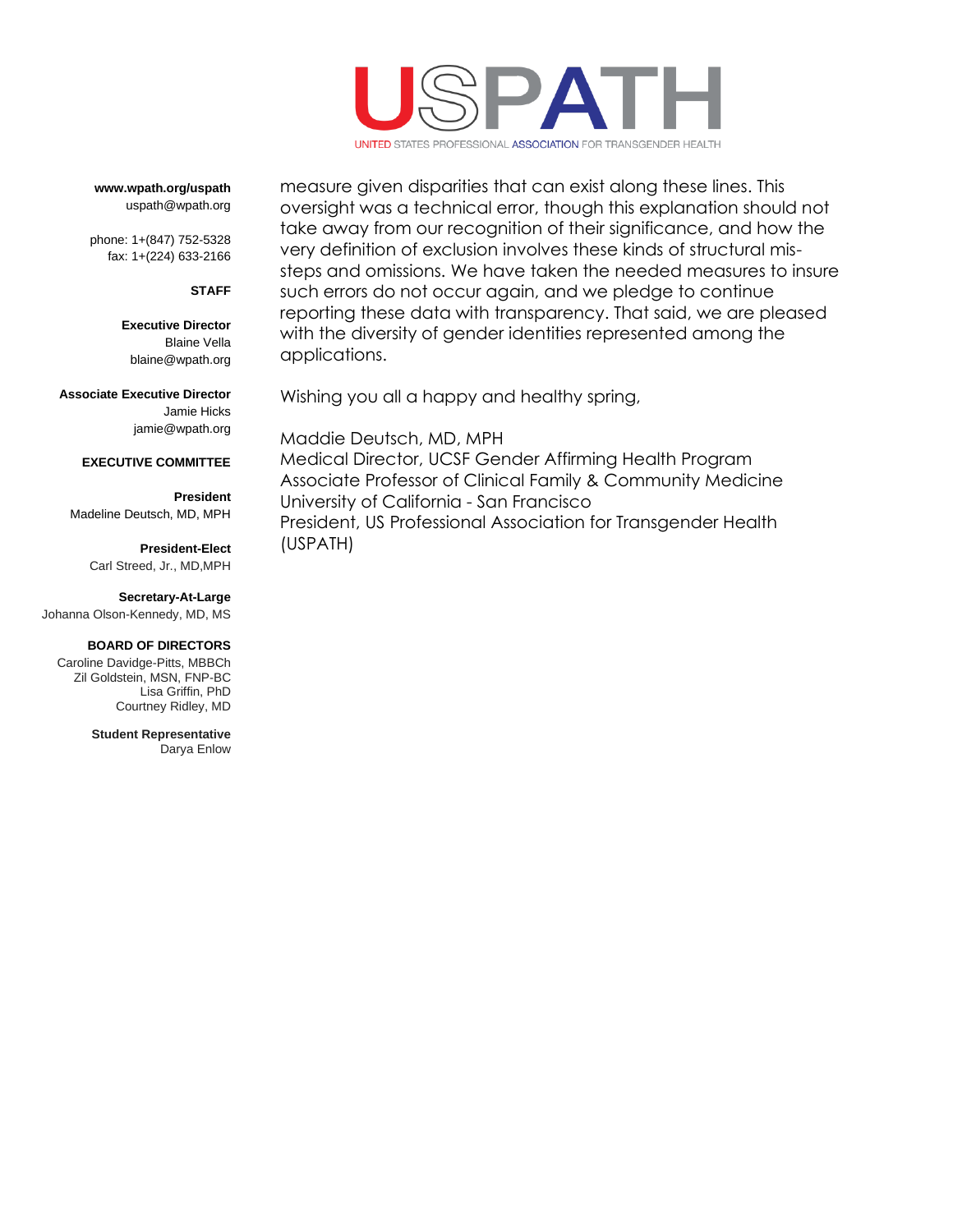measure given disparities that can exist along these lines. This oversight was a technical error, though this explanation should not take away from our recognition of their significance, and how the very definition of exclusion involves these kinds of structural mis-steps and omissions. We have taken the needed measures to insure such errors do not occur again, and we pledge to continue reporting these data with transparency. That said, we are pleased with the diversity of gender identities represented among the applications.

Wishing you all a happy and healthy spring,

Maddie Deutsch, MD, MPH
Medical Director, UCSF Gender Affirming Health Program
Associate Professor of Clinical Family & Community Medicine
University of California - San Francisco
President, US Professional Association for Transgender Health (USPATH)